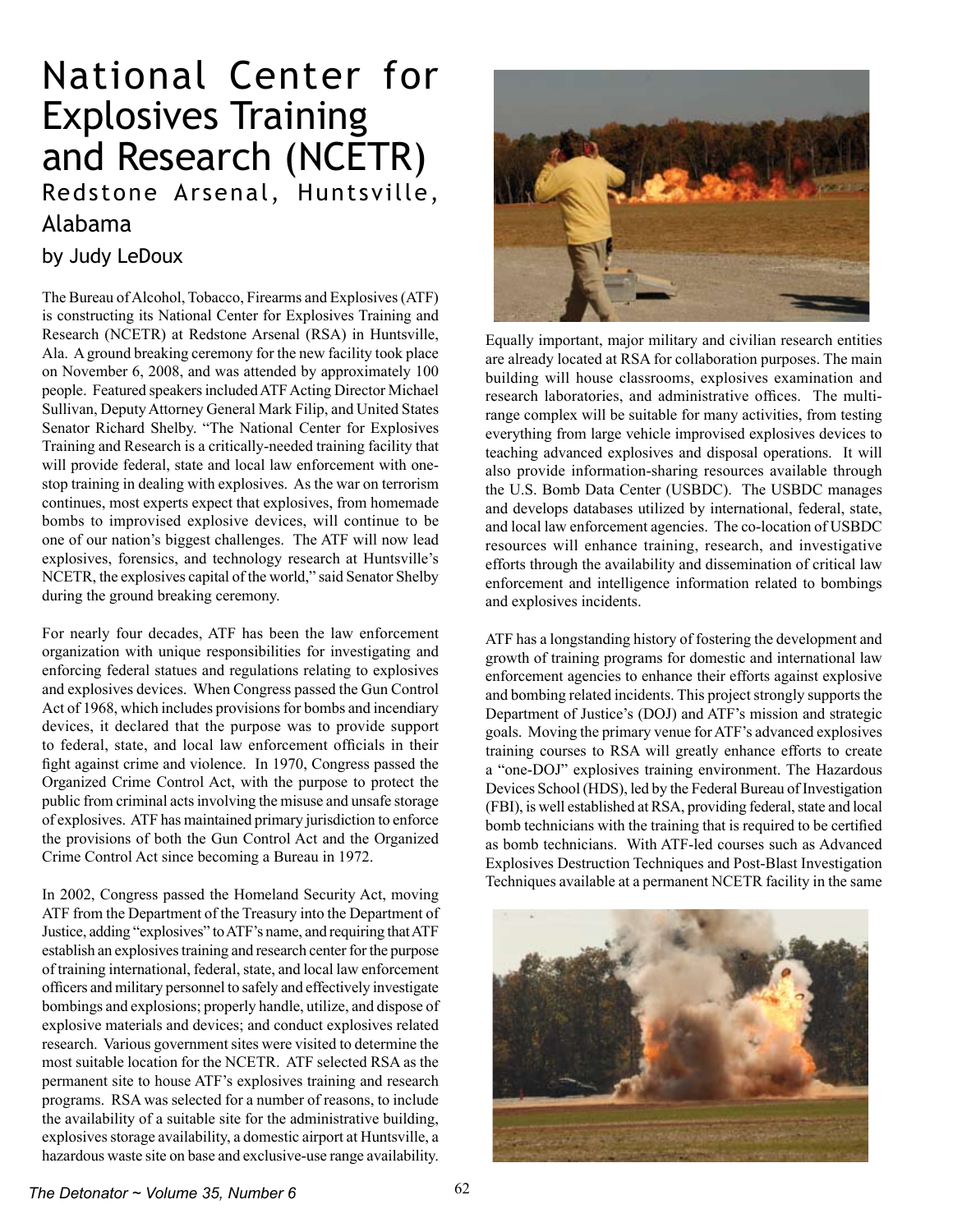# National Center for Explosives Training and Research (NCETR)

## Redstone Arsenal, Huntsville, Alabama

### by Judy LeDoux

The Bureau of Alcohol, Tobacco, Firearms and Explosives (ATF) is constructing its National Center for Explosives Training and Research (NCETR) at Redstone Arsenal (RSA) in Huntsville, Ala. A ground breaking ceremony for the new facility took place on November 6, 2008, and was attended by approximately 100 people. Featured speakers included ATF Acting Director Michael Sullivan, Deputy Attorney General Mark Filip, and United States Senator Richard Shelby. "The National Center for Explosives Training and Research is a critically-needed training facility that will provide federal, state and local law enforcement with one-stop training in dealing with explosives. As the war on terrorism continues, most experts expect that explosives, from homemade bombs to improvised explosive devices, will continue to be one of our nation's biggest challenges. The ATF will now lead explosives, forensics, and technology research at Huntsville's NCETR, the explosives capital of the world," said Senator Shelby during the ground breaking ceremony.

For nearly four decades, ATF has been the law enforcement organization with unique responsibilities for investigating and enforcing federal statues and regulations relating to explosives and explosives devices. When Congress passed the Gun Control Act of 1968, which includes provisions for bombs and incendiary devices, it declared that the purpose was to provide support to federal, state, and local law enforcement officials in their fight against crime and violence. In 1970, Congress passed the Organized Crime Control Act, with the purpose to protect the public from criminal acts involving the misuse and unsafe storage of explosives. ATF has maintained primary jurisdiction to enforce the provisions of both the Gun Control Act and the Organized Crime Control Act since becoming a Bureau in 1972.

In 2002, Congress passed the Homeland Security Act, moving ATF from the Department of the Treasury into the Department of Justice, adding "explosives" to ATF's name, and requiring that ATF establish an explosives training and research center for the purpose of training international, federal, state, and local law enforcement officers and military personnel to safely and effectively investigate bombings and explosions; properly handle, utilize, and dispose of explosive materials and devices; and conduct explosives related research. Various government sites were visited to determine the most suitable location for the NCETR. ATF selected RSA as the permanent site to house ATF's explosives training and research programs. RSA was selected for a number of reasons, to include the availability of a suitable site for the administrative building, explosives storage availability, a domestic airport at Huntsville, a hazardous waste site on base and exclusive-use range availability. Equally important, major military and civilian research entities are already located at RSA for collaboration purposes. The main building will house classrooms, explosives examination and research laboratories, and administrative offices. The multi-range complex will be suitable for many activities, from testing everything from large vehicle improvised explosives devices to teaching advanced explosives and disposal operations. It will also provide information-sharing resources available through the U.S. Bomb Data Center (USBDC). The USBDC manages and develops databases utilized by international, federal, state, and local law enforcement agencies. The co-location of USBDC resources will enhance training, research, and investigative efforts through the availability and dissemination of critical law enforcement and intelligence information related to bombings and explosives incidents.

ATF has a longstanding history of fostering the development and growth of training programs for domestic and international law enforcement agencies to enhance their efforts against explosive and bombing related incidents. This project strongly supports the Department of Justice's (DOJ) and ATF's mission and strategic goals. Moving the primary venue for ATF's advanced explosives training courses to RSA will greatly enhance efforts to create a "one-DOJ" explosives training environment. The Hazardous Devices School (HDS), led by the Federal Bureau of Investigation (FBI), is well established at RSA, providing federal, state and local bomb technicians with the training that is required to be certified as bomb technicians. With ATF-led courses such as Advanced Explosives Destruction Techniques and Post-Blast Investigation Techniques available at a permanent NCETR facility in the same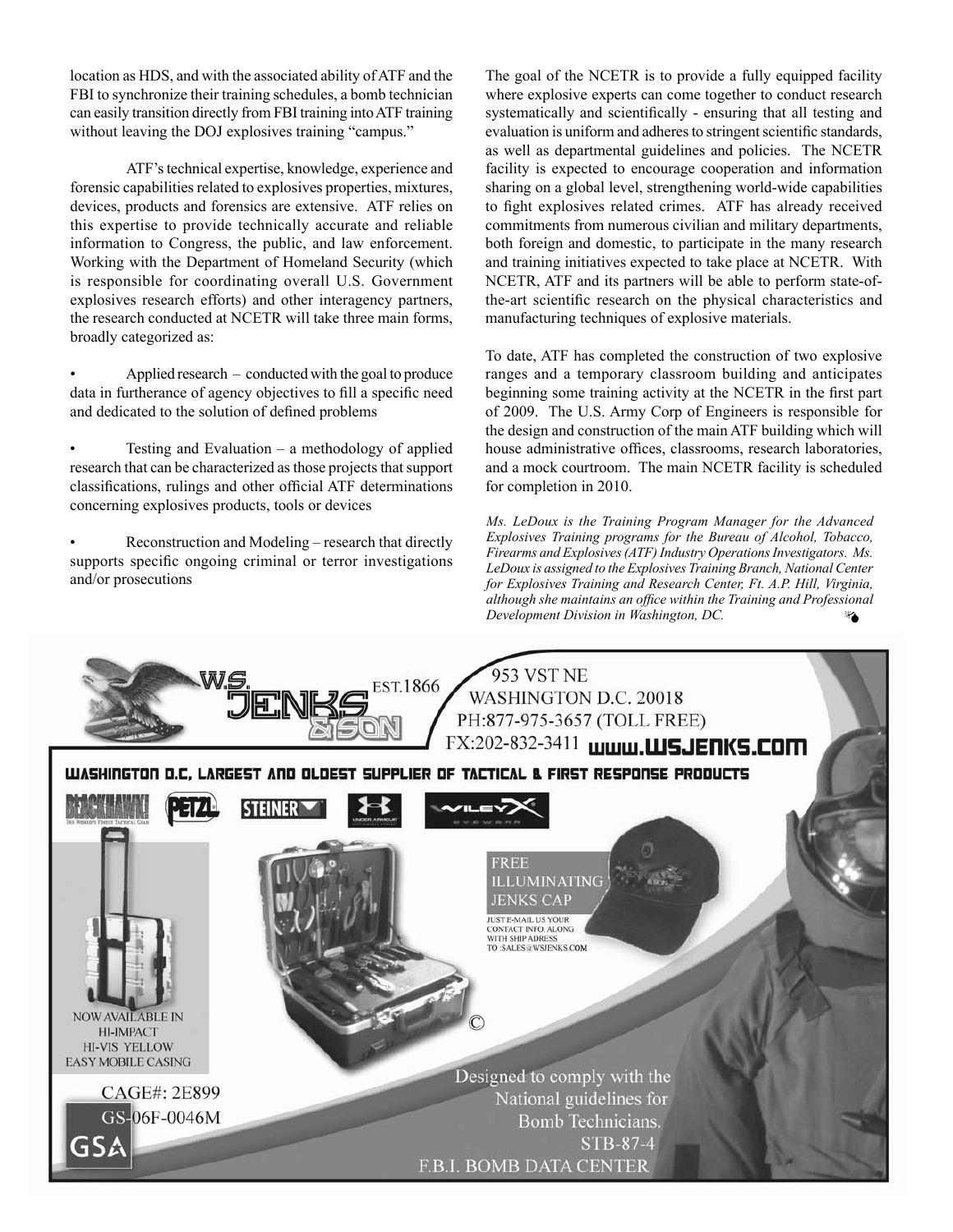location as HDS, and with the associated ability of ATF and the FBI to synchronize their training schedules, a bomb technician can easily transition directly from FBI training into ATF training without leaving the DOJ explosives training "campus."

ATF's technical expertise, knowledge, experience and forensic capabilities related to explosives properties, mixtures, devices, products and forensics are extensive. ATF relies on this expertise to provide technically accurate and reliable information to Congress, the public, and law enforcement. Working with the Department of Homeland Security (which is responsible for coordinating overall U.S. Government explosives research efforts) and other interagency partners, the research conducted at NCETR will take three main forms, broadly categorized as:

- Applied research – conducted with the goal to produce data in furtherance of agency objectives to fill a specific need and dedicated to the solution of defined problems
- Testing and Evaluation – a methodology of applied research that can be characterized as those projects that support classifications, rulings and other official ATF determinations concerning explosives products, tools or devices
- Reconstruction and Modeling – research that directly supports specific ongoing criminal or terror investigations and/or prosecutions

The goal of the NCETR is to provide a fully equipped facility where explosive experts can come together to conduct research systematically and scientifically - ensuring that all testing and evaluation is uniform and adheres to stringent scientific standards, as well as departmental guidelines and policies. The NCETR facility is expected to encourage cooperation and information sharing on a global level, strengthening world-wide capabilities to fight explosives related crimes. ATF has already received commitments from numerous civilian and military departments, both foreign and domestic, to participate in the many research and training initiatives expected to take place at NCETR. With NCETR, ATF and its partners will be able to perform state-of-the-art scientific research on the physical characteristics and manufacturing techniques of explosive materials.

To date, ATF has completed the construction of two explosive ranges and a temporary classroom building and anticipates beginning some training activity at the NCETR in the first part of 2009. The U.S. Army Corp of Engineers is responsible for the design and construction of the main ATF building which will house administrative offices, classrooms, research laboratories, and a mock courtroom. The main NCETR facility is scheduled for completion in 2010.

*Ms. LeDoux is the Training Program Manager for the Advanced Explosives Training programs for the Bureau of Alcohol, Tobacco, Firearms and Explosives (ATF) Industry Operations Investigators. Ms. LeDoux is assigned to the Explosives Training Branch, National Center for Explosives Training and Research Center, Ft. A.P. Hill, Virginia, although she maintains an office within the Training and Professional Development Division in Washington, DC.*

W.S. JENKS & SON EST.1866

953 VST NE
WASHINGTON D.C. 20018
PH:877-975-3657 (TOLL FREE)
FX:202-832-3411 www.WSJENKS.COM

WASHINGTON D.C. LARGEST AND OLDEST SUPPLIER OF TACTICAL & FIRST RESPONSE PRODUCTS

BLACKHAWK! PETZL STEINER UNDER ARMOUR WILEY X

FREE ILLUMINATING JENKS CAP

JUST E-MAIL US YOUR CONTACT INFO. ALONG WITH SHIP ADRESS TO :SALES@WSJENKS.COM

NOW AVAILABLE IN HI-IMPACT HI-VIS YELLOW EASY MOBILE CASING

CAGE#: 2E899
GS-06F-0046M
GSA

Designed to comply with the National guidelines for Bomb Technicians.
STB-87-4
F.B.I. BOMB DATA CENTER